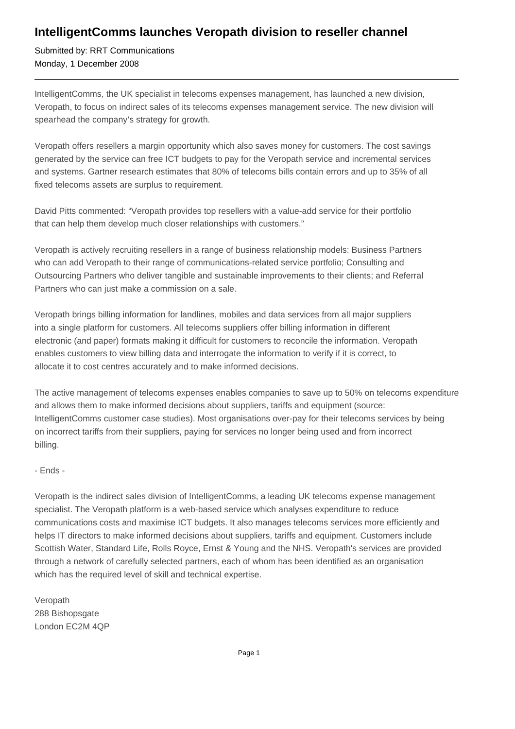# IntelligentComms launches Veropath division to reseller channel

Submitted by: RRT Communications
Monday, 1 December 2008

---

IntelligentComms, the UK specialist in telecoms expenses management, has launched a new division, Veropath, to focus on indirect sales of its telecoms expenses management service. The new division will spearhead the company's strategy for growth.

Veropath offers resellers a margin opportunity which also saves money for customers. The cost savings generated by the service can free ICT budgets to pay for the Veropath service and incremental services and systems. Gartner research estimates that 80% of telecoms bills contain errors and up to 35% of all fixed telecoms assets are surplus to requirement.

David Pitts commented: "Veropath provides top resellers with a value-add service for their portfolio that can help them develop much closer relationships with customers."

Veropath is actively recruiting resellers in a range of business relationship models: Business Partners who can add Veropath to their range of communications-related service portfolio; Consulting and Outsourcing Partners who deliver tangible and sustainable improvements to their clients; and Referral Partners who can just make a commission on a sale.

Veropath brings billing information for landlines, mobiles and data services from all major suppliers into a single platform for customers. All telecoms suppliers offer billing information in different electronic (and paper) formats making it difficult for customers to reconcile the information. Veropath enables customers to view billing data and interrogate the information to verify if it is correct, to allocate it to cost centres accurately and to make informed decisions.

The active management of telecoms expenses enables companies to save up to 50% on telecoms expenditure and allows them to make informed decisions about suppliers, tariffs and equipment (source: IntelligentComms customer case studies). Most organisations over-pay for their telecoms services by being on incorrect tariffs from their suppliers, paying for services no longer being used and from incorrect billing.

- Ends -

Veropath is the indirect sales division of IntelligentComms, a leading UK telecoms expense management specialist. The Veropath platform is a web-based service which analyses expenditure to reduce communications costs and maximise ICT budgets. It also manages telecoms services more efficiently and helps IT directors to make informed decisions about suppliers, tariffs and equipment. Customers include Scottish Water, Standard Life, Rolls Royce, Ernst & Young and the NHS. Veropath's services are provided through a network of carefully selected partners, each of whom has been identified as an organisation which has the required level of skill and technical expertise.

Veropath
288 Bishopsgate
London EC2M 4QP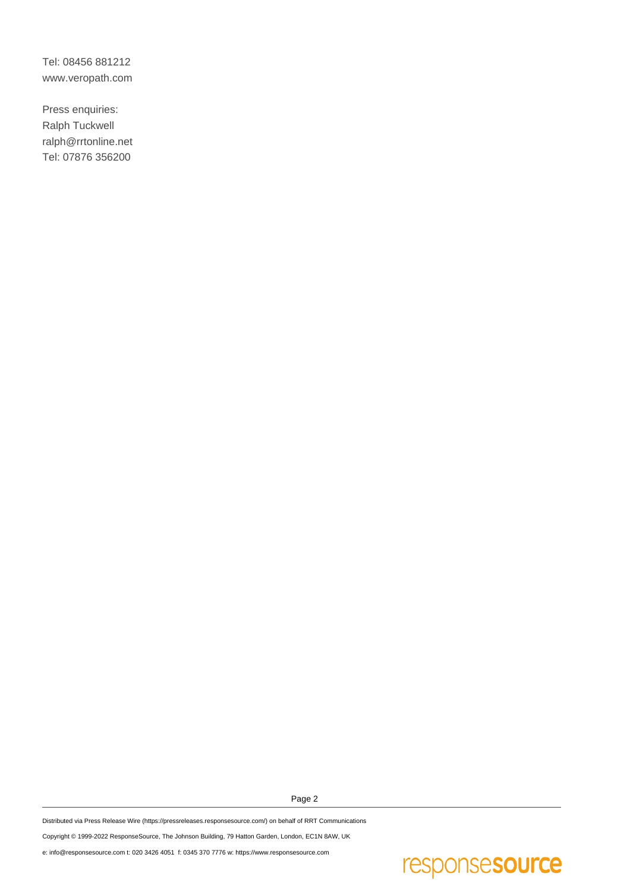Tel: 08456 881212
www.veropath.com

Press enquiries:
Ralph Tuckwell
ralph@rrtonline.net
Tel: 07876 356200

Distributed via Press Release Wire (https://pressreleases.responsesource.com/) on behalf of RRT Communications

Copyright © 1999-2022 ResponseSource, The Johnson Building, 79 Hatton Garden, London, EC1N 8AW, UK

e: info@responsesource.com t: 020 3426 4051 f: 0345 370 7776 w: https://www.responsesource.com